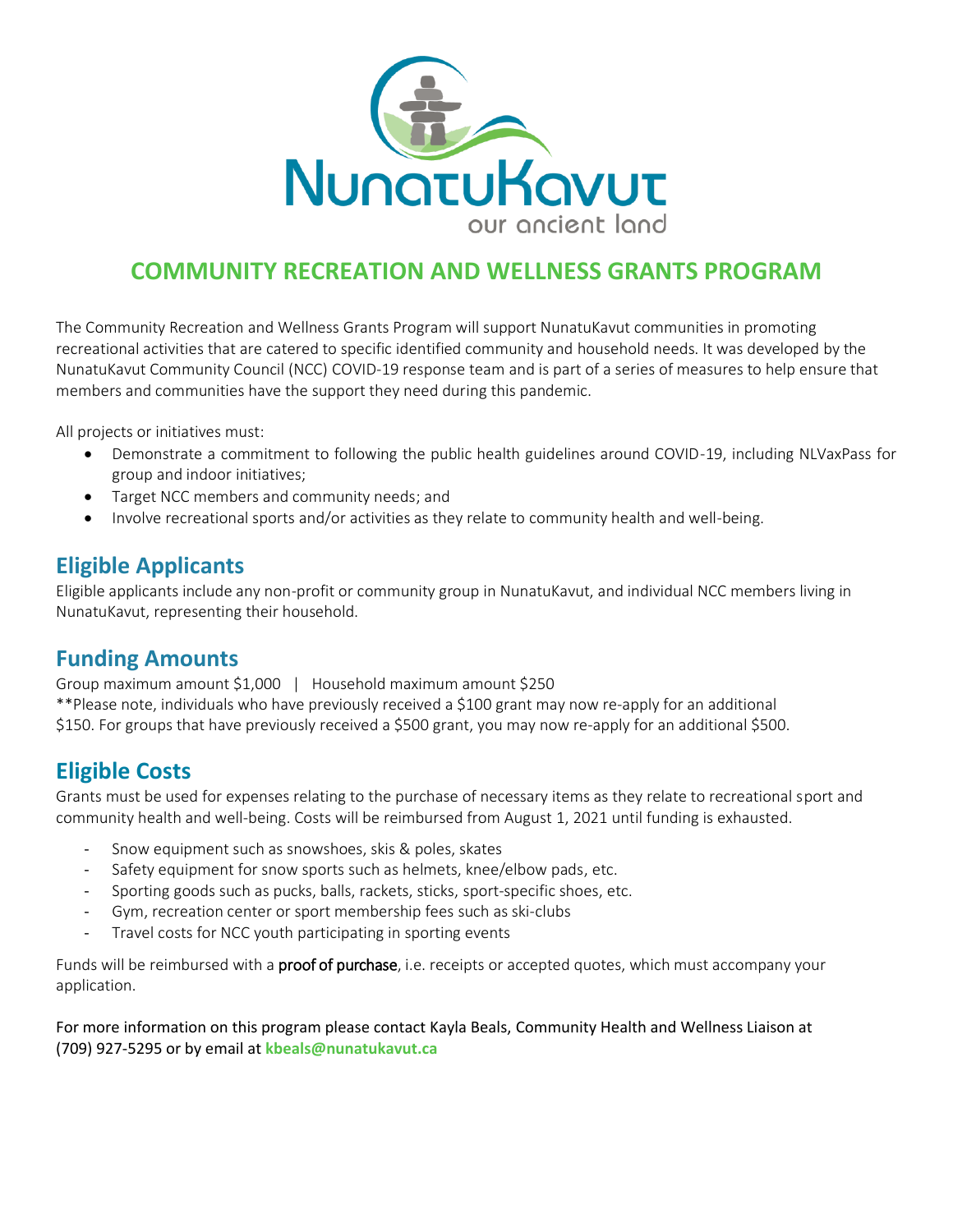NunatuKavut

our ancient land

# COMMUNITY RECREATION AND WELLNESS GRANTS PROGRAM

The Community Recreation and Wellness Grants Program will support NunatuKavut communities in promoting recreational activities that are catered to specific identified community and household needs. It was developed by the NunatuKavut Community Council (NCC) COVID-19 response team and is part of a series of measures to help ensure that members and communities have the support they need during this pandemic.

All projects or initiatives must:

- Demonstrate a commitment to following the public health guidelines around COVID-19, including NLVaxPass for group and indoor initiatives;
- Target NCC members and community needs; and
- Involve recreational sports and/or activities as they relate to community health and well-being.

## Eligible Applicants

Eligible applicants include any non-profit or community group in NunatuKavut, and individual NCC members living in NunatuKavut, representing their household.

## Funding Amounts

Group maximum amount $1,000 | Household maximum amount $250

**Please note, individuals who have previously received a $100 grant may now re-apply for an additional $150. For groups that have previously received a $500 grant, you may now re-apply for an additional $500.

## Eligible Costs

Grants must be used for expenses relating to the purchase of necessary items as they relate to recreational sport and community health and well-being. Costs will be reimbursed from August 1, 2021 until funding is exhausted.

- Snow equipment such as snowshoes, skis & poles, skates
- Safety equipment for snow sports such as helmets, knee/elbow pads, etc.
- Sporting goods such as pucks, balls, rackets, sticks, sport-specific shoes, etc.
- Gym, recreation center or sport membership fees such as ski-clubs
- Travel costs for NCC youth participating in sporting events

Funds will be reimbursed with a **proof of purchase**, i.e. receipts or accepted quotes, which must accompany your application.

For more information on this program please contact Kayla Beals, Community Health and Wellness Liaison at (709) 927-5295 or by email at **kbeals@nunatukavut.ca**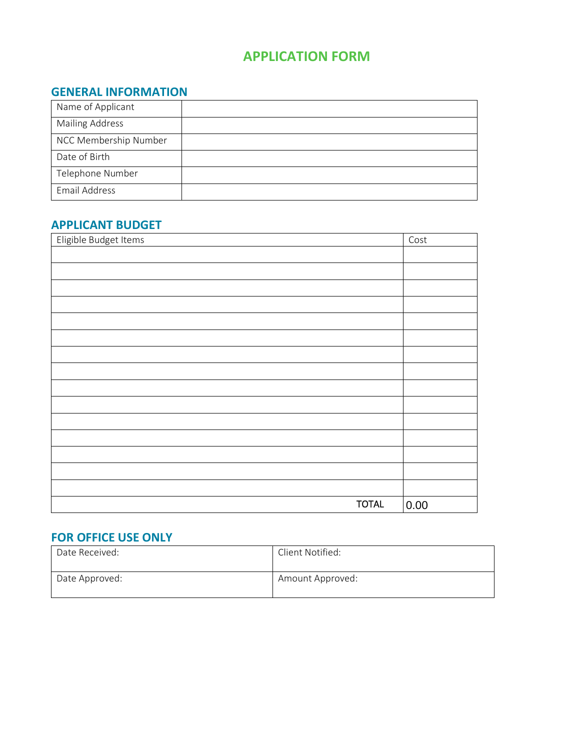# APPLICATION FORM

## GENERAL INFORMATION

| | |
|---|---|
| Name of Applicant | |
| Mailing Address | |
| NCC Membership Number | |
| Date of Birth | |
| Telephone Number | |
| Email Address | |

## APPLICANT BUDGET

| Eligible Budget Items | Cost |
|---|---|
| | |
| | |
| | |
| | |
| | |
| | |
| | |
| | |
| | |
| | |
| | |
| | |
| | |
| | |
| | |
| TOTAL | 0.00 |

## FOR OFFICE USE ONLY

| | |
|---|---|
| Date Received: | Client Notified: |
| Date Approved: | Amount Approved: |